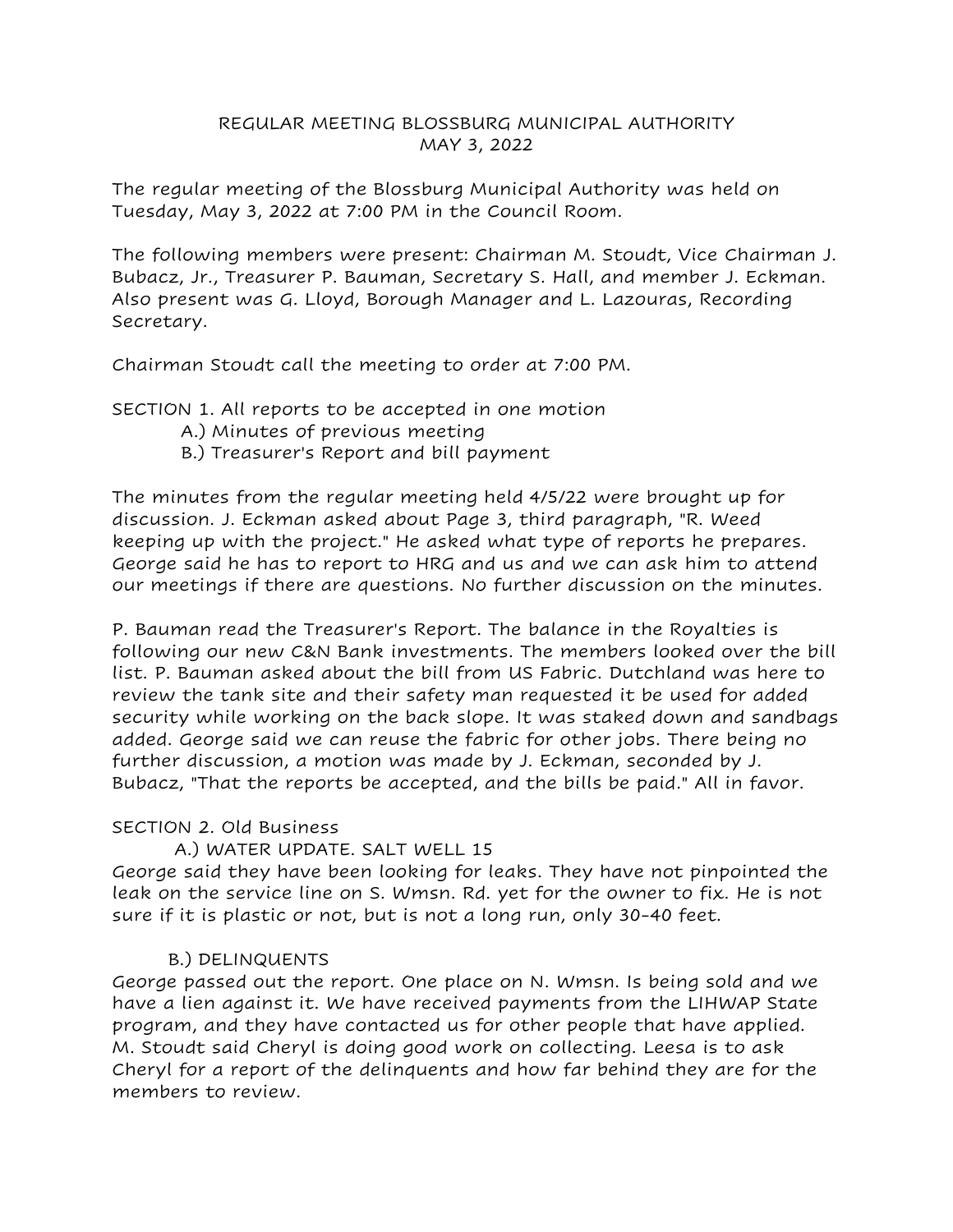# REGULAR MEETING BLOSSBURG MUNICIPAL AUTHORITY
## MAY 3, 2022

The regular meeting of the Blossburg Municipal Authority was held on Tuesday, May 3, 2022 at 7:00 PM in the Council Room.

The following members were present: Chairman M. Stoudt, Vice Chairman J. Bubacz, Jr., Treasurer P. Bauman, Secretary S. Hall, and member J. Eckman. Also present was G. Lloyd, Borough Manager and L. Lazouras, Recording Secretary.

Chairman Stoudt call the meeting to order at 7:00 PM.

SECTION 1. All reports to be accepted in one motion
- A.) Minutes of previous meeting
- B.) Treasurer's Report and bill payment

The minutes from the regular meeting held 4/5/22 were brought up for discussion. J. Eckman asked about Page 3, third paragraph, "R. Weed keeping up with the project." He asked what type of reports he prepares. George said he has to report to HRG and us and we can ask him to attend our meetings if there are questions. No further discussion on the minutes.

P. Bauman read the Treasurer's Report. The balance in the Royalties is following our new C&N Bank investments. The members looked over the bill list. P. Bauman asked about the bill from US Fabric. Dutchland was here to review the tank site and their safety man requested it be used for added security while working on the back slope. It was staked down and sandbags added. George said we can reuse the fabric for other jobs. There being no further discussion, a motion was made by J. Eckman, seconded by J. Bubacz, "That the reports be accepted, and the bills be paid." All in favor.

SECTION 2. Old Business

A.) WATER UPDATE. SALT WELL 15

George said they have been looking for leaks. They have not pinpointed the leak on the service line on S. Wmsn. Rd. yet for the owner to fix. He is not sure if it is plastic or not, but is not a long run, only 30-40 feet.

B.) DELINQUENTS

George passed out the report. One place on N. Wmsn. Is being sold and we have a lien against it. We have received payments from the LIHWAP State program, and they have contacted us for other people that have applied. M. Stoudt said Cheryl is doing good work on collecting. Leesa is to ask Cheryl for a report of the delinquents and how far behind they are for the members to review.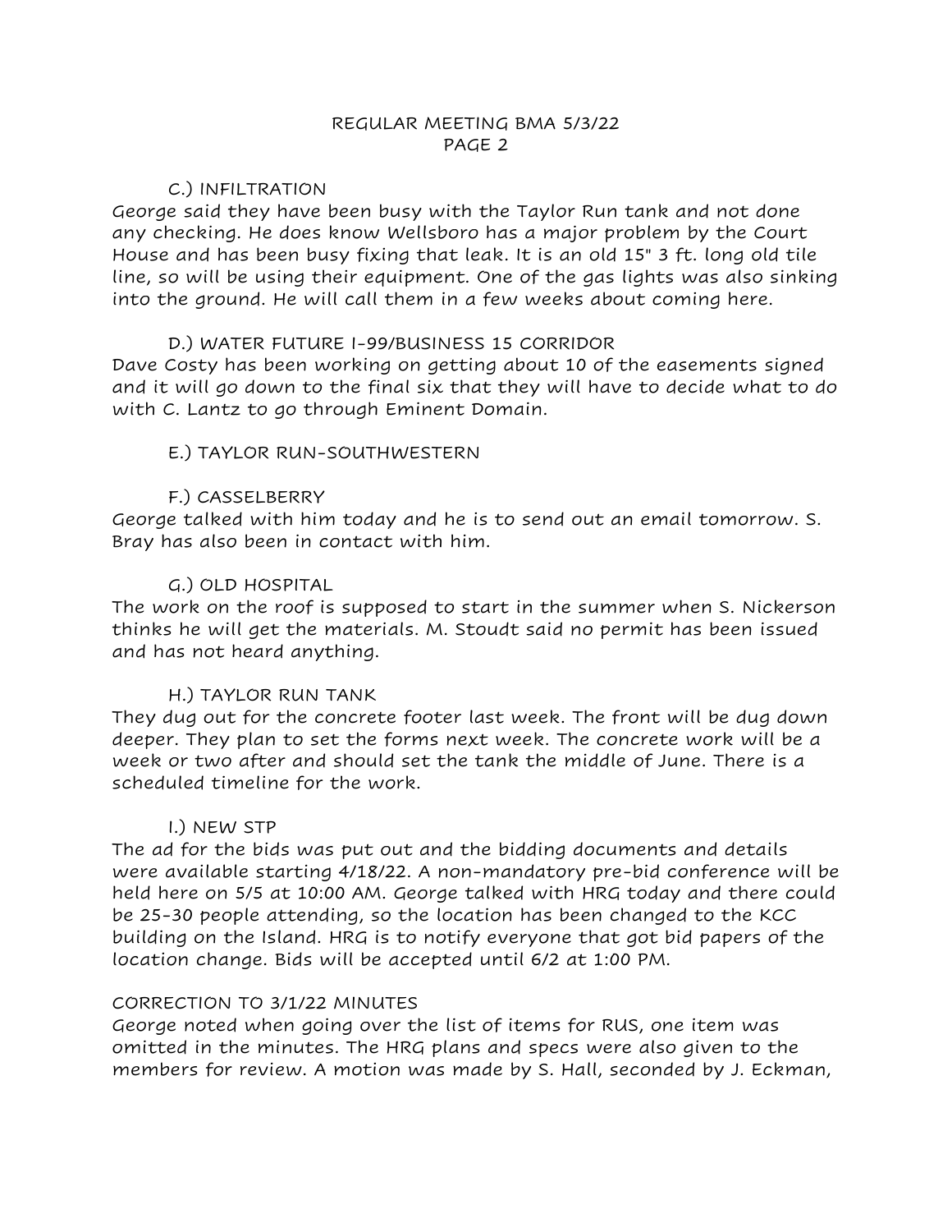REGULAR MEETING BMA 5/3/22
PAGE 2

C.) INFILTRATION

George said they have been busy with the Taylor Run tank and not done any checking. He does know Wellsboro has a major problem by the Court House and has been busy fixing that leak. It is an old 15" 3 ft. long old tile line, so will be using their equipment. One of the gas lights was also sinking into the ground. He will call them in a few weeks about coming here.

D.) WATER FUTURE I-99/BUSINESS 15 CORRIDOR

Dave Costy has been working on getting about 10 of the easements signed and it will go down to the final six that they will have to decide what to do with C. Lantz to go through Eminent Domain.

E.) TAYLOR RUN-SOUTHWESTERN

F.) CASSELBERRY

George talked with him today and he is to send out an email tomorrow. S. Bray has also been in contact with him.

G.) OLD HOSPITAL

The work on the roof is supposed to start in the summer when S. Nickerson thinks he will get the materials. M. Stoudt said no permit has been issued and has not heard anything.

H.) TAYLOR RUN TANK

They dug out for the concrete footer last week. The front will be dug down deeper. They plan to set the forms next week. The concrete work will be a week or two after and should set the tank the middle of June. There is a scheduled timeline for the work.

I.) NEW STP

The ad for the bids was put out and the bidding documents and details were available starting 4/18/22. A non-mandatory pre-bid conference will be held here on 5/5 at 10:00 AM. George talked with HRG today and there could be 25-30 people attending, so the location has been changed to the KCC building on the Island. HRG is to notify everyone that got bid papers of the location change. Bids will be accepted until 6/2 at 1:00 PM.

CORRECTION TO 3/1/22 MINUTES

George noted when going over the list of items for RUS, one item was omitted in the minutes. The HRG plans and specs were also given to the members for review. A motion was made by S. Hall, seconded by J. Eckman,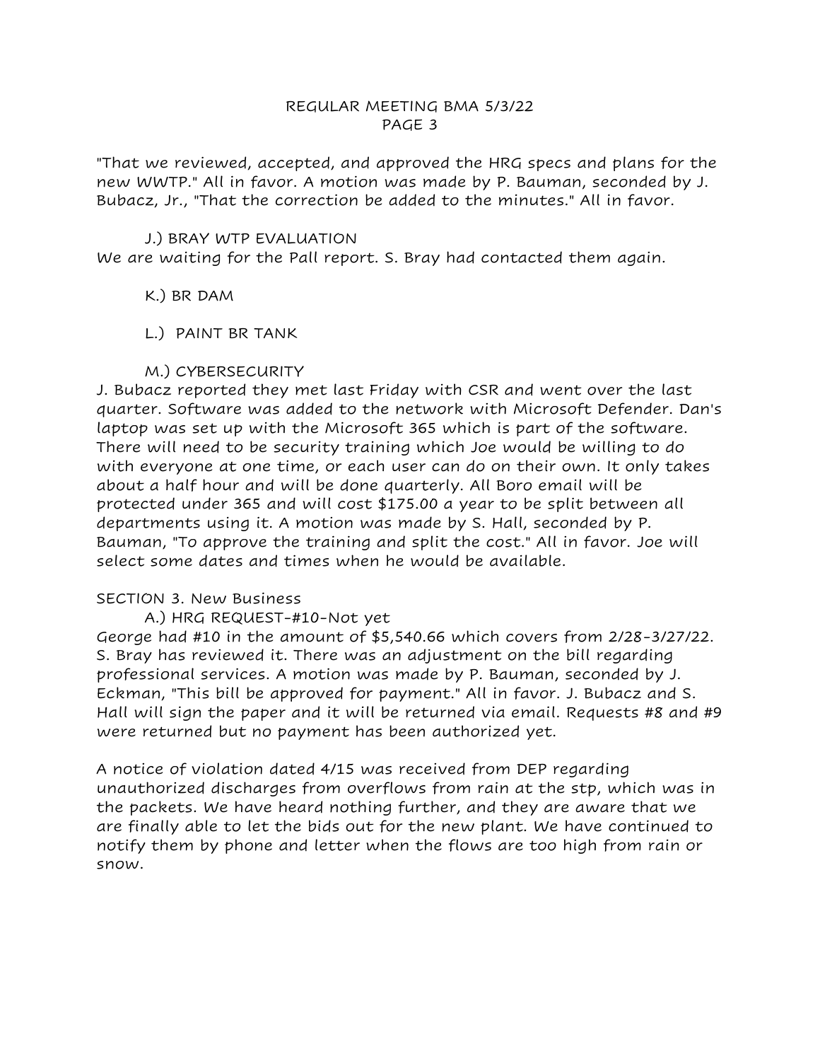"That we reviewed, accepted, and approved the HRG specs and plans for the new WWTP." All in favor. A motion was made by P. Bauman, seconded by J. Bubacz, Jr., "That the correction be added to the minutes." All in favor.

J.) BRAY WTP EVALUATION

We are waiting for the Pall report. S. Bray had contacted them again.

K.) BR DAM

L.) PAINT BR TANK

M.) CYBERSECURITY

J. Bubacz reported they met last Friday with CSR and went over the last quarter. Software was added to the network with Microsoft Defender. Dan's laptop was set up with the Microsoft 365 which is part of the software. There will need to be security training which Joe would be willing to do with everyone at one time, or each user can do on their own. It only takes about a half hour and will be done quarterly. All Boro email will be protected under 365 and will cost $175.00 a year to be split between all departments using it. A motion was made by S. Hall, seconded by P. Bauman, "To approve the training and split the cost." All in favor. Joe will select some dates and times when he would be available.

SECTION 3. New Business

A.) HRG REQUEST-#10-Not yet

George had #10 in the amount of $5,540.66 which covers from 2/28-3/27/22. S. Bray has reviewed it. There was an adjustment on the bill regarding professional services. A motion was made by P. Bauman, seconded by J. Eckman, "This bill be approved for payment." All in favor. J. Bubacz and S. Hall will sign the paper and it will be returned via email. Requests #8 and #9 were returned but no payment has been authorized yet.

A notice of violation dated 4/15 was received from DEP regarding unauthorized discharges from overflows from rain at the stp, which was in the packets. We have heard nothing further, and they are aware that we are finally able to let the bids out for the new plant. We have continued to notify them by phone and letter when the flows are too high from rain or snow.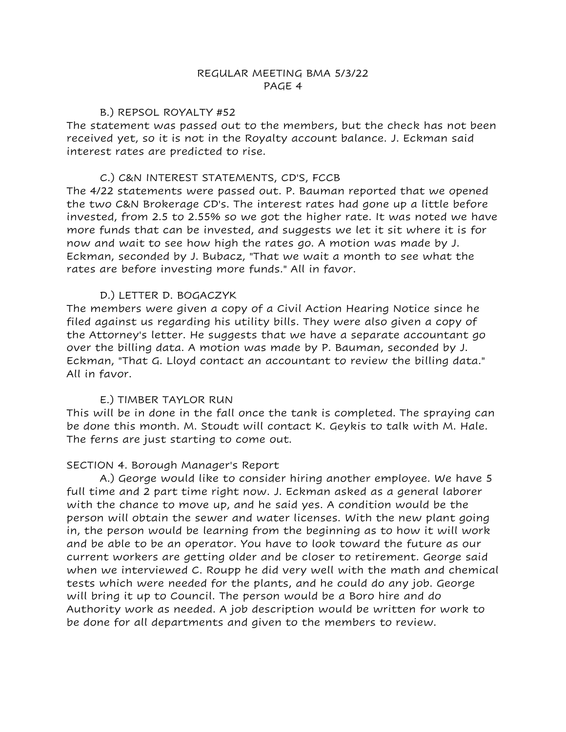B.) REPSOL ROYALTY #52

The statement was passed out to the members, but the check has not been received yet, so it is not in the Royalty account balance. J. Eckman said interest rates are predicted to rise.

C.) C&N INTEREST STATEMENTS, CD'S, FCCB

The 4/22 statements were passed out. P. Bauman reported that we opened the two C&N Brokerage CD's. The interest rates had gone up a little before invested, from 2.5 to 2.55% so we got the higher rate. It was noted we have more funds that can be invested, and suggests we let it sit where it is for now and wait to see how high the rates go. A motion was made by J. Eckman, seconded by J. Bubacz, "That we wait a month to see what the rates are before investing more funds." All in favor.

D.) LETTER D. BOGACZYK

The members were given a copy of a Civil Action Hearing Notice since he filed against us regarding his utility bills. They were also given a copy of the Attorney's letter. He suggests that we have a separate accountant go over the billing data. A motion was made by P. Bauman, seconded by J. Eckman, "That G. Lloyd contact an accountant to review the billing data." All in favor.

E.) TIMBER TAYLOR RUN

This will be in done in the fall once the tank is completed. The spraying can be done this month. M. Stoudt will contact K. Geykis to talk with M. Hale. The ferns are just starting to come out.

SECTION 4. Borough Manager's Report

A.) George would like to consider hiring another employee. We have 5 full time and 2 part time right now. J. Eckman asked as a general laborer with the chance to move up, and he said yes. A condition would be the person will obtain the sewer and water licenses. With the new plant going in, the person would be learning from the beginning as to how it will work and be able to be an operator. You have to look toward the future as our current workers are getting older and be closer to retirement. George said when we interviewed C. Roupp he did very well with the math and chemical tests which were needed for the plants, and he could do any job. George will bring it up to Council. The person would be a Boro hire and do Authority work as needed. A job description would be written for work to be done for all departments and given to the members to review.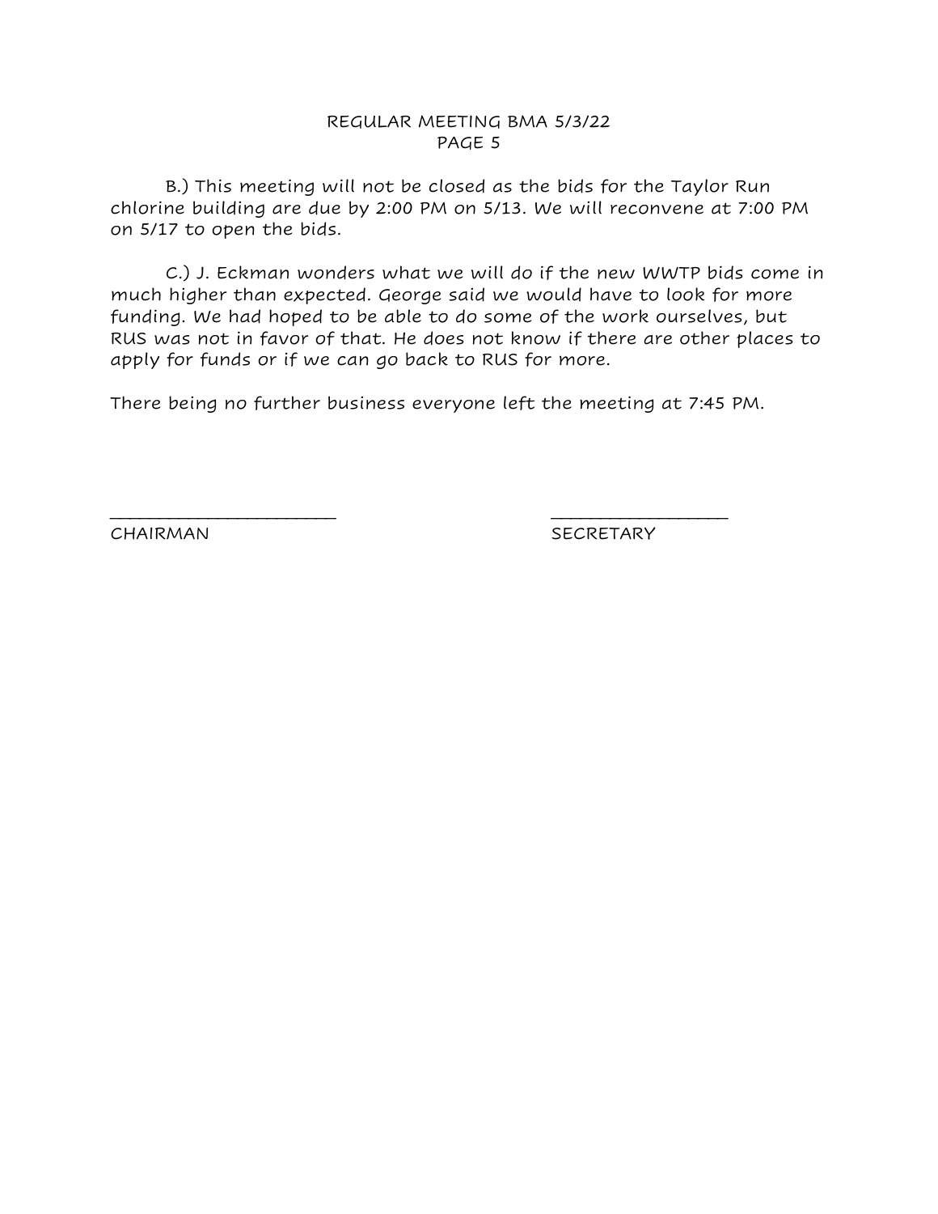B.) This meeting will not be closed as the bids for the Taylor Run chlorine building are due by 2:00 PM on 5/13. We will reconvene at 7:00 PM on 5/17 to open the bids.

C.) J. Eckman wonders what we will do if the new WWTP bids come in much higher than expected. George said we would have to look for more funding. We had hoped to be able to do some of the work ourselves, but RUS was not in favor of that. He does not know if there are other places to apply for funds or if we can go back to RUS for more.

There being no further business everyone left the meeting at 7:45 PM.

______________________ CHAIRMAN

_________________ SECRETARY